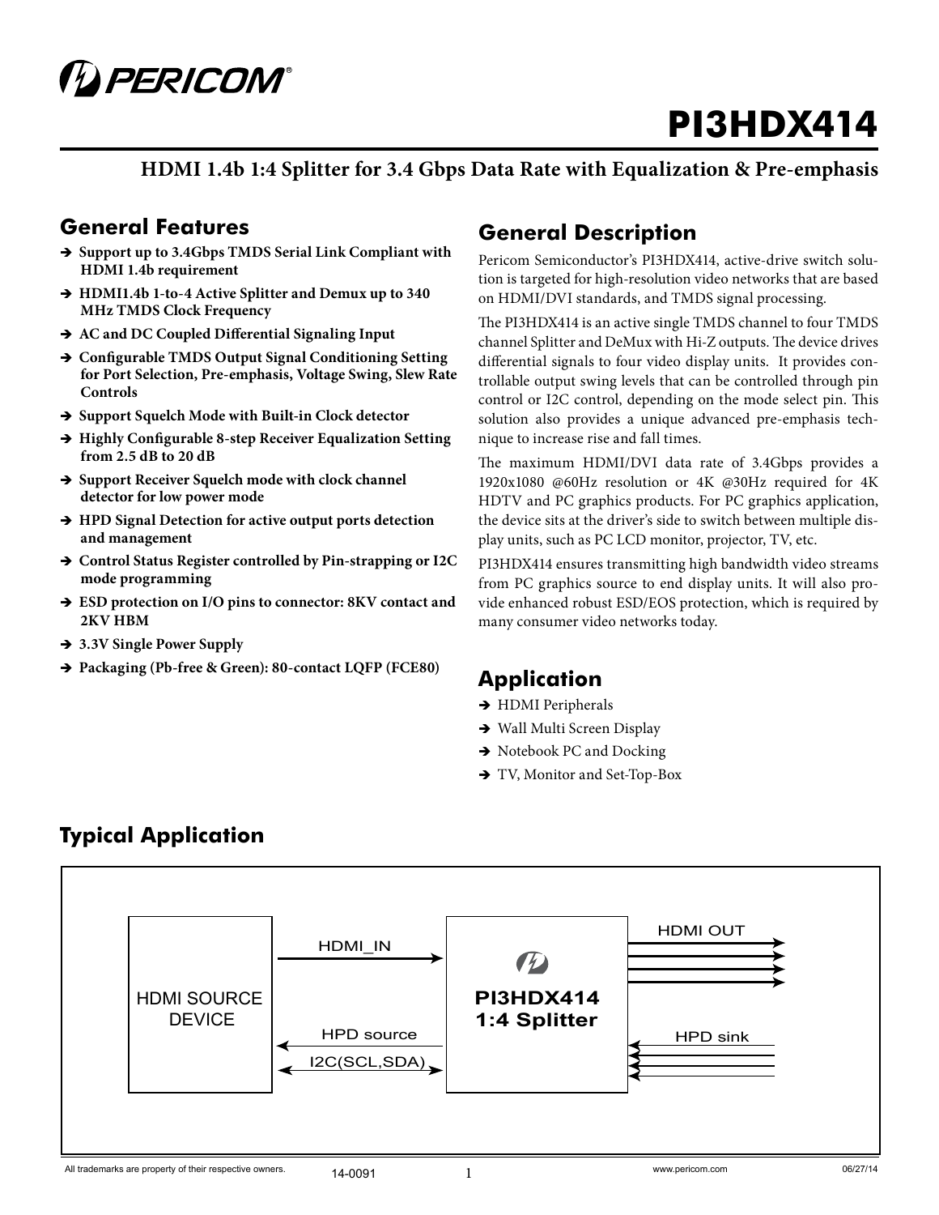# PI3HDX414

## HDMI 1.4b 1:4 Splitter for 3.4 Gbps Data Rate with Equalization & Pre-emphasis

## General Features

- **Support up to 3.4Gbps TMDS Serial Link Compliant with HDMI 1.4b requirement**
- **HDMI1.4b 1-to-4 Active Splitter and Demux up to 340 MHz TMDS Clock Frequency**
- **AC and DC Coupled Differential Signaling Input**
- **Configurable TMDS Output Signal Conditioning Setting for Port Selection, Pre-emphasis, Voltage Swing, Slew Rate Controls**
- **Support Squelch Mode with Built-in Clock detector**
- **Highly Configurable 8-step Receiver Equalization Setting from 2.5 dB to 20 dB**
- **Support Receiver Squelch mode with clock channel detector for low power mode**
- **HPD Signal Detection for active output ports detection and management**
- **Control Status Register controlled by Pin-strapping or I2C mode programming**
- **ESD protection on I/O pins to connector: 8KV contact and 2KV HBM**
- **3.3V Single Power Supply**
- **Packaging (Pb-free & Green): 80-contact LQFP (FCE80)**

## General Description

Pericom Semiconductor's PI3HDX414, active-drive switch solution is targeted for high-resolution video networks that are based on HDMI/DVI standards, and TMDS signal processing.

The PI3HDX414 is an active single TMDS channel to four TMDS channel Splitter and DeMux with Hi-Z outputs. The device drives differential signals to four video display units. It provides controllable output swing levels that can be controlled through pin control or I2C control, depending on the mode select pin. This solution also provides a unique advanced pre-emphasis technique to increase rise and fall times.

The maximum HDMI/DVI data rate of 3.4Gbps provides a 1920x1080 @60Hz resolution or 4K @30Hz required for 4K HDTV and PC graphics products. For PC graphics application, the device sits at the driver's side to switch between multiple display units, such as PC LCD monitor, projector, TV, etc.

PI3HDX414 ensures transmitting high bandwidth video streams from PC graphics source to end display units. It will also provide enhanced robust ESD/EOS protection, which is required by many consumer video networks today.

## Application

- HDMI Peripherals
- Wall Multi Screen Display
- Notebook PC and Docking
- TV, Monitor and Set-Top-Box

## Typical Application

HDMI SOURCE DEVICE — HDMI_IN → PI3HDX414 1:4 Splitter → HDMI OUT

HPD source ← PI3HDX414 ← HPD sink

I2C(SCL,SDA) ↔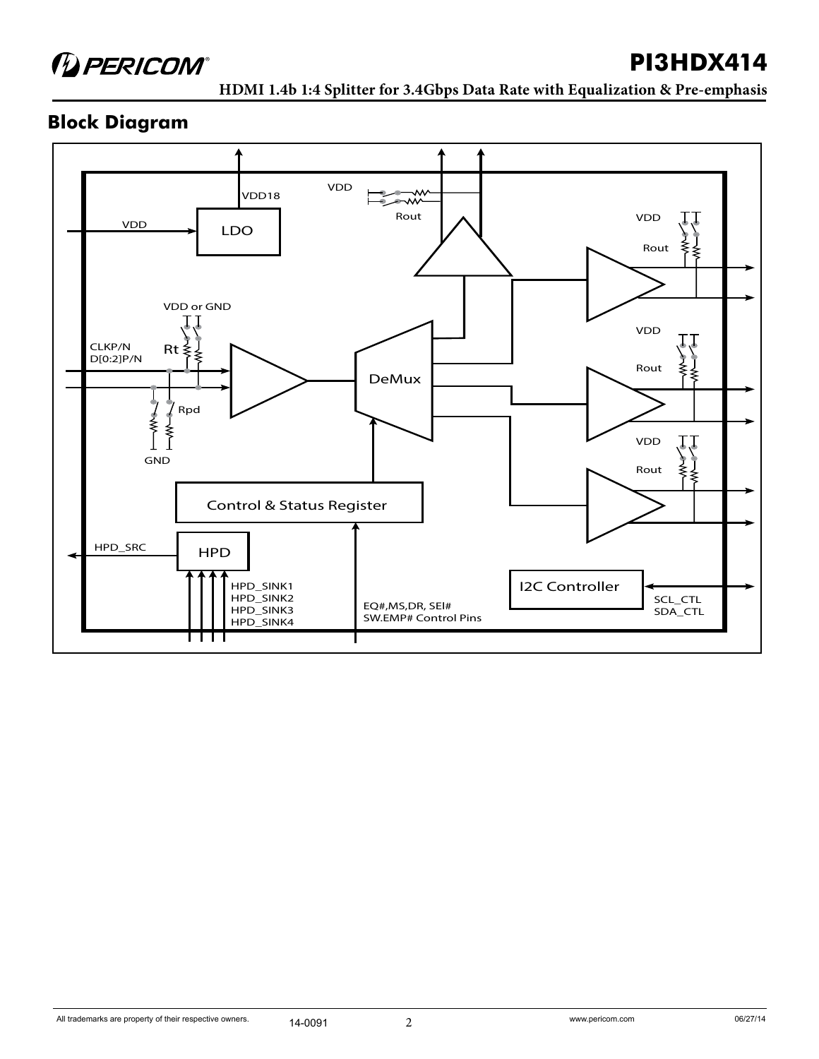## Block Diagram

VDD18

VDD

Rout

VDD

LDO

VDD

Rout

VDD or GND

VDD

CLKP/N
D[0:2]P/N

Rt

Rout

DeMux

Rpd

VDD

GND

Rout

Control & Status Register

HPD_SRC

HPD

I2C Controller

HPD_SINK1
HPD_SINK2
HPD_SINK3
HPD_SINK4

EQ#,MS,DR, SEI#
SW.EMP# Control Pins

SCL_CTL
SDA_CTL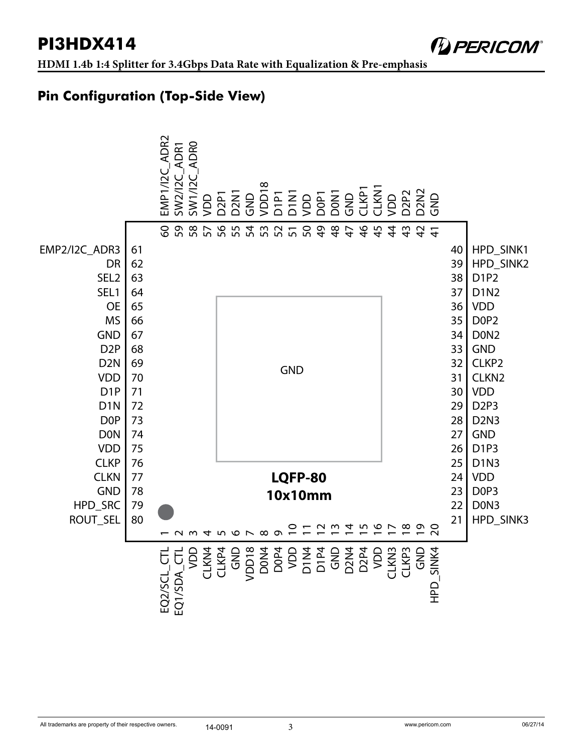## Pin Configuration (Top-Side View)

LQFP-80 10x10mm

Center pad: GND

| Pin | Name | Pin | Name | Pin | Name | Pin | Name |
|---|---|---|---|---|---|---|---|
| 1 | EQ2/SCL_CTL | 21 | HPD_SINK3 | 41 | GND | 61 | EMP2/I2C_ADR3 |
| 2 | EQ1/SDA_CTL | 22 | D0N3 | 42 | D2N2 | 62 | DR |
| 3 | VDD | 23 | D0P3 | 43 | D2P2 | 63 | SEL2 |
| 4 | CLKN4 | 24 | VDD | 44 | VDD | 64 | SEL1 |
| 5 | CLKP4 | 25 | D1N3 | 45 | CLKN1 | 65 | OE |
| 6 | GND | 26 | D1P3 | 46 | CLKP1 | 66 | MS |
| 7 | VDD18 | 27 | GND | 47 | GND | 67 | GND |
| 8 | D0N4 | 28 | D2N3 | 48 | D0N1 | 68 | D2P |
| 9 | D0P4 | 29 | D2P3 | 49 | D0P1 | 69 | D2N |
| 10 | VDD | 30 | VDD | 50 | VDD | 70 | VDD |
| 11 | D1N4 | 31 | CLKN2 | 51 | D1N1 | 71 | D1P |
| 12 | D1P4 | 32 | CLKP2 | 52 | D1P1 | 72 | D1N |
| 13 | GND | 33 | GND | 53 | VDD18 | 73 | D0P |
| 14 | D2N4 | 34 | D0N2 | 54 | GND | 74 | D0N |
| 15 | D2P4 | 35 | D0P2 | 55 | D2N1 | 75 | VDD |
| 16 | VDD | 36 | VDD | 56 | D2P1 | 76 | CLKP |
| 17 | CLKN3 | 37 | D1N2 | 57 | VDD | 77 | CLKN |
| 18 | CLKP3 | 38 | D1P2 | 58 | SW1/I2C_ADR0 | 78 | GND |
| 19 | GND | 39 | HPD_SINK2 | 59 | SW2/I2C_ADR1 | 79 | HPD_SRC |
| 20 | HPD_SINK4 | 40 | HPD_SINK1 | 60 | EMP1/I2C_ADR2 | 80 | ROUT_SEL |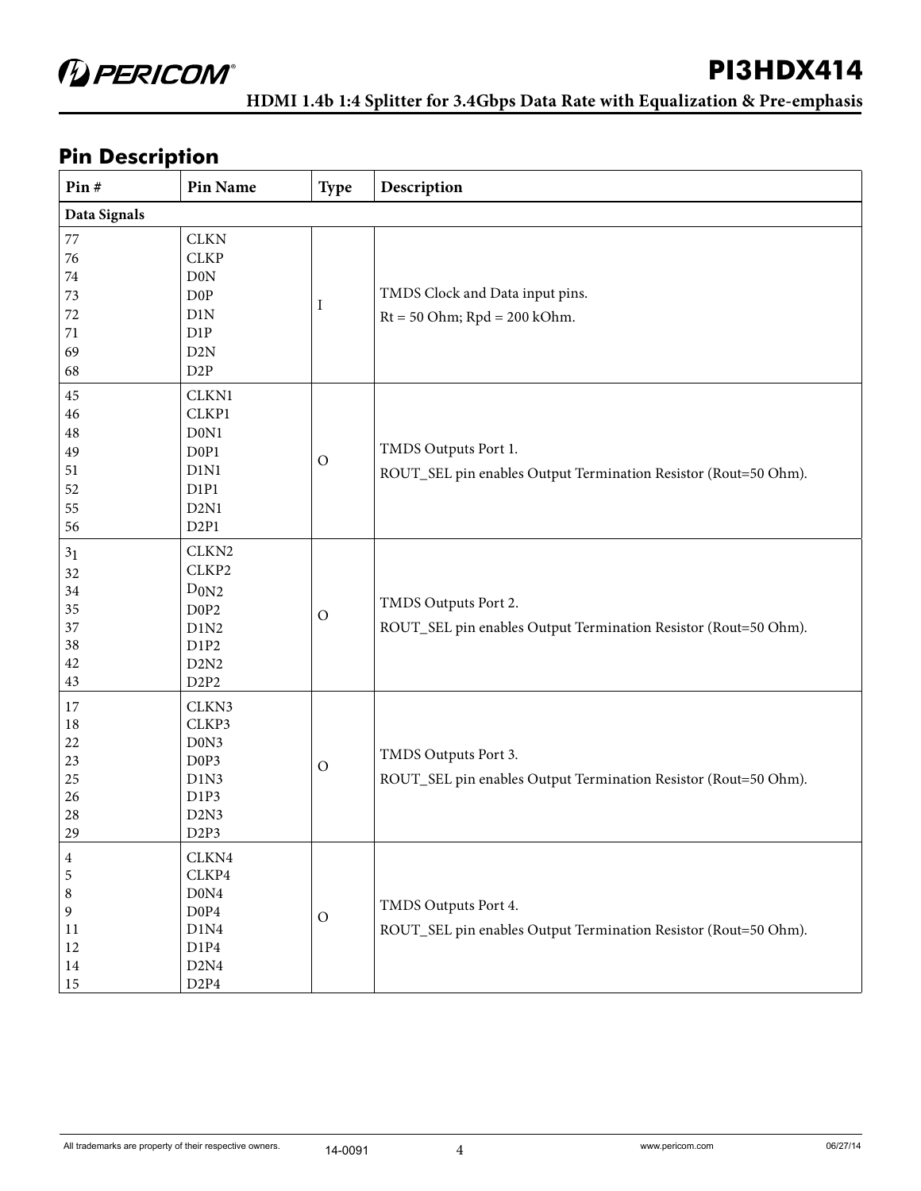## Pin Description

| Pin # | Pin Name | Type | Description |
|---|---|---|---|
| **Data Signals** | | | |
| 77<br>76<br>74<br>73<br>72<br>71<br>69<br>68 | CLKN<br>CLKP<br>D0N<br>D0P<br>D1N<br>D1P<br>D2N<br>D2P | I | TMDS Clock and Data input pins.<br>Rt = 50 Ohm; Rpd = 200 kOhm. |
| 45<br>46<br>48<br>49<br>51<br>52<br>55<br>56 | CLKN1<br>CLKP1<br>D0N1<br>D0P1<br>D1N1<br>D1P1<br>D2N1<br>D2P1 | O | TMDS Outputs Port 1.<br>ROUT_SEL pin enables Output Termination Resistor (Rout=50 Ohm). |
| 31<br>32<br>34<br>35<br>37<br>38<br>42<br>43 | CLKN2<br>CLKP2<br>D0N2<br>D0P2<br>D1N2<br>D1P2<br>D2N2<br>D2P2 | O | TMDS Outputs Port 2.<br>ROUT_SEL pin enables Output Termination Resistor (Rout=50 Ohm). |
| 17<br>18<br>22<br>23<br>25<br>26<br>28<br>29 | CLKN3<br>CLKP3<br>D0N3<br>D0P3<br>D1N3<br>D1P3<br>D2N3<br>D2P3 | O | TMDS Outputs Port 3.<br>ROUT_SEL pin enables Output Termination Resistor (Rout=50 Ohm). |
| 4<br>5<br>8<br>9<br>11<br>12<br>14<br>15 | CLKN4<br>CLKP4<br>D0N4<br>D0P4<br>D1N4<br>D1P4<br>D2N4<br>D2P4 | O | TMDS Outputs Port 4.<br>ROUT_SEL pin enables Output Termination Resistor (Rout=50 Ohm). |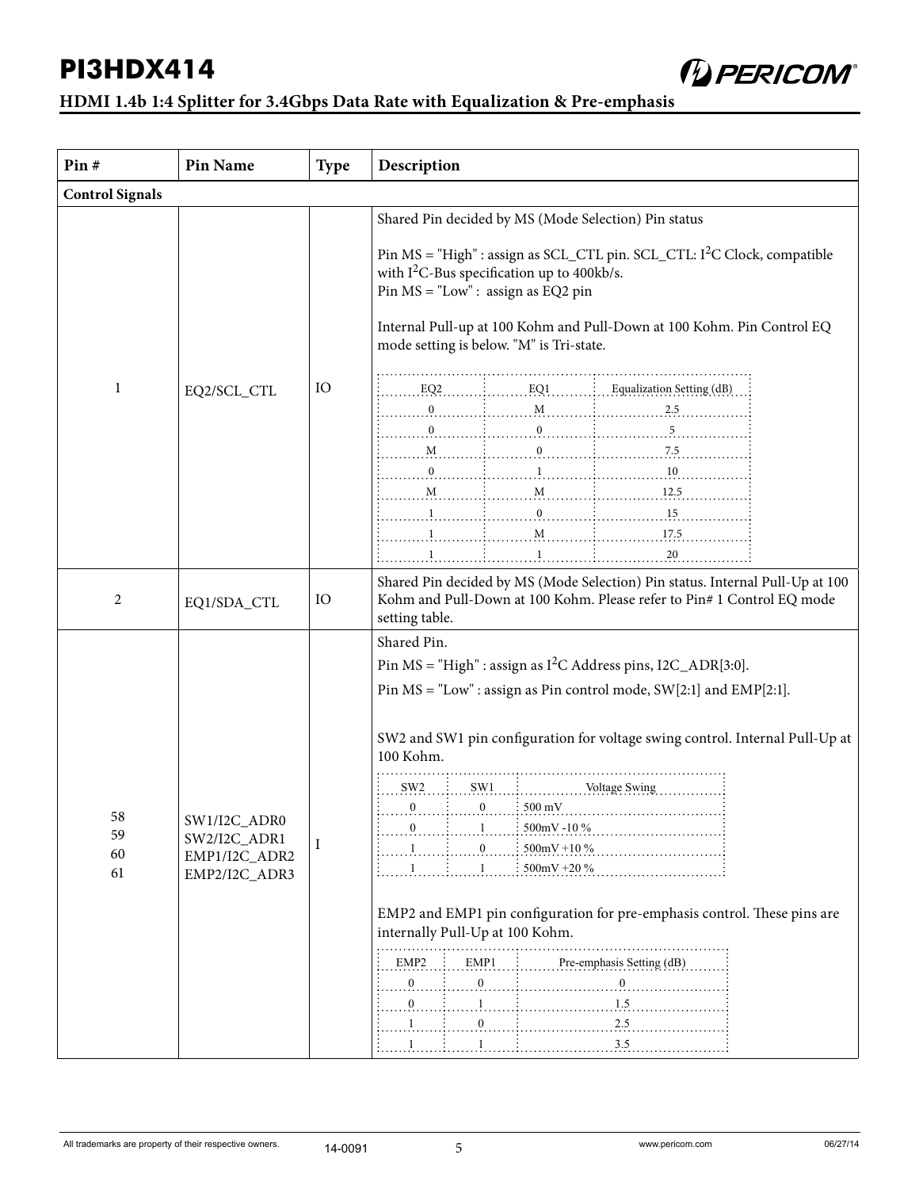| Pin # | Pin Name | Type | Description |
|---|---|---|---|
| **Control Signals** | | | |
| 1 | EQ2/SCL_CTL | IO | Shared Pin decided by MS (Mode Selection) Pin status<br><br>Pin MS = "High" : assign as SCL_CTL pin. SCL_CTL: $I^2C$ Clock, compatible with $I^2C$-Bus specification up to 400kb/s.<br>Pin MS = "Low" : assign as EQ2 pin<br><br>Internal Pull-up at 100 Kohm and Pull-Down at 100 Kohm. Pin Control EQ mode setting is below. "M" is Tri-state.<br><br>EQ2 / EQ1 / Equalization Setting (dB):<br>0 / M / 2.5<br>0 / 0 / 5<br>M / 0 / 7.5<br>0 / 1 / 10<br>M / M / 12.5<br>1 / 0 / 15<br>1 / M / 17.5<br>1 / 1 / 20 |
| 2 | EQ1/SDA_CTL | IO | Shared Pin decided by MS (Mode Selection) Pin status. Internal Pull-Up at 100 Kohm and Pull-Down at 100 Kohm. Please refer to Pin# 1 Control EQ mode setting table. |
| 58<br>59<br>60<br>61 | SW1/I2C_ADR0<br>SW2/I2C_ADR1<br>EMP1/I2C_ADR2<br>EMP2/I2C_ADR3 | I | Shared Pin.<br>Pin MS = "High" : assign as $I^2C$ Address pins, I2C_ADR[3:0].<br>Pin MS = "Low" : assign as Pin control mode, SW[2:1] and EMP[2:1].<br><br>SW2 and SW1 pin configuration for voltage swing control. Internal Pull-Up at 100 Kohm.<br><br>SW2 / SW1 / Voltage Swing:<br>0 / 0 / 500 mV<br>0 / 1 / 500mV -10 %<br>1 / 0 / 500mV +10 %<br>1 / 1 / 500mV +20 %<br><br>EMP2 and EMP1 pin configuration for pre-emphasis control. These pins are internally Pull-Up at 100 Kohm.<br><br>EMP2 / EMP1 / Pre-emphasis Setting (dB):<br>0 / 0 / 0<br>0 / 1 / 1.5<br>1 / 0 / 2.5<br>1 / 1 / 3.5 |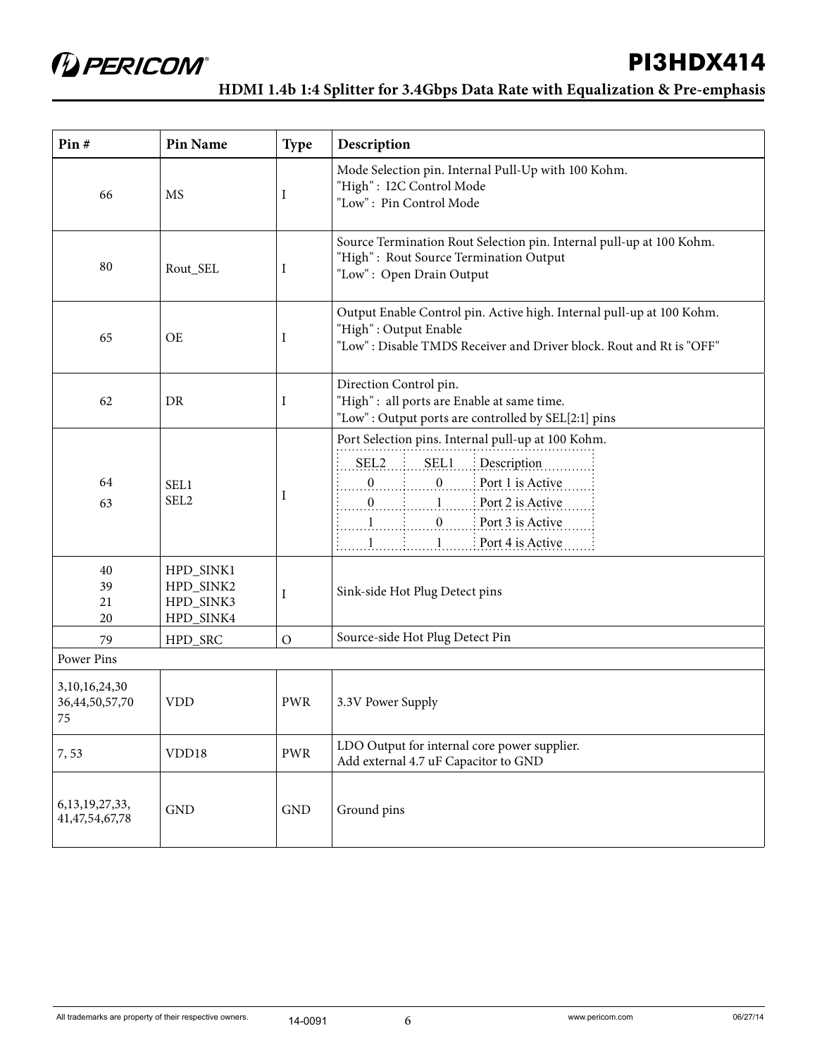| Pin # | Pin Name | Type | Description |
|---|---|---|---|
| 66 | MS | I | Mode Selection pin. Internal Pull-Up with 100 Kohm.<br>"High" : I2C Control Mode<br>"Low" : Pin Control Mode |
| 80 | Rout_SEL | I | Source Termination Rout Selection pin. Internal pull-up at 100 Kohm.<br>"High" : Rout Source Termination Output<br>"Low" : Open Drain Output |
| 65 | OE | I | Output Enable Control pin. Active high. Internal pull-up at 100 Kohm.<br>"High" : Output Enable<br>"Low" : Disable TMDS Receiver and Driver block. Rout and Rt is "OFF" |
| 62 | DR | I | Direction Control pin.<br>"High" : all ports are Enable at same time.<br>"Low" : Output ports are controlled by SEL[2:1] pins |
| 64<br>63 | SEL1<br>SEL2 | I | Port Selection pins. Internal pull-up at 100 Kohm.<br>SEL2 / SEL1 / Description<br>0 / 0 / Port 1 is Active<br>0 / 1 / Port 2 is Active<br>1 / 0 / Port 3 is Active<br>1 / 1 / Port 4 is Active |
| 40<br>39<br>21<br>20 | HPD_SINK1<br>HPD_SINK2<br>HPD_SINK3<br>HPD_SINK4 | I | Sink-side Hot Plug Detect pins |
| 79 | HPD_SRC | O | Source-side Hot Plug Detect Pin |
| Power Pins | | | |
| 3,10,16,24,30<br>36,44,50,57,70<br>75 | VDD | PWR | 3.3V Power Supply |
| 7, 53 | VDD18 | PWR | LDO Output for internal core power supplier.<br>Add external 4.7 uF Capacitor to GND |
| 6,13,19,27,33,<br>41,47,54,67,78 | GND | GND | Ground pins |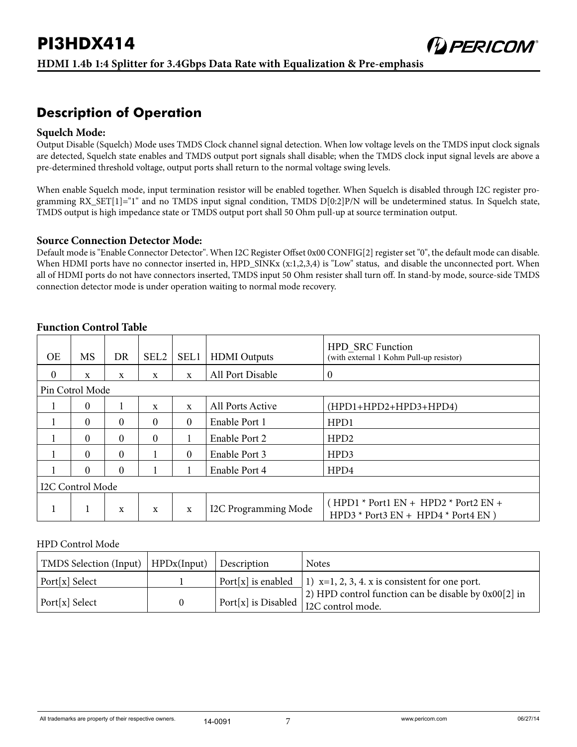## Description of Operation

### Squelch Mode:

Output Disable (Squelch) Mode uses TMDS Clock channel signal detection. When low voltage levels on the TMDS input clock signals are detected, Squelch state enables and TMDS output port signals shall disable; when the TMDS clock input signal levels are above a pre-determined threshold voltage, output ports shall return to the normal voltage swing levels.

When enable Squelch mode, input termination resistor will be enabled together. When Squelch is disabled through I2C register programming RX_SET[1]="1" and no TMDS input signal condition, TMDS D[0:2]P/N will be undetermined status. In Squelch state, TMDS output is high impedance state or TMDS output port shall 50 Ohm pull-up at source termination output.

### Source Connection Detector Mode:

Default mode is "Enable Connector Detector". When I2C Register Offset 0x00 CONFIG[2] register set "0", the default mode can disable. When HDMI ports have no connector inserted in, HPD_SINKx (x:1,2,3,4) is "Low" status, and disable the unconnected port. When all of HDMI ports do not have connectors inserted, TMDS input 50 Ohm resister shall turn off. In stand-by mode, source-side TMDS connection detector mode is under operation waiting to normal mode recovery.

### Function Control Table

| OE | MS | DR | SEL2 | SEL1 | HDMI Outputs | HPD_SRC Function (with external 1 Kohm Pull-up resistor) |
|---|---|---|---|---|---|---|
| 0 | x | x | x | x | All Port Disable | 0 |
| Pin Cotrol Mode | | | | | | |
| 1 | 0 | 1 | x | x | All Ports Active | (HPD1+HPD2+HPD3+HPD4) |
| 1 | 0 | 0 | 0 | 0 | Enable Port 1 | HPD1 |
| 1 | 0 | 0 | 0 | 1 | Enable Port 2 | HPD2 |
| 1 | 0 | 0 | 1 | 0 | Enable Port 3 | HPD3 |
| 1 | 0 | 0 | 1 | 1 | Enable Port 4 | HPD4 |
| I2C Control Mode | | | | | | |
| 1 | 1 | x | x | x | I2C Programming Mode | ( HPD1 * Port1 EN + HPD2 * Port2 EN + HPD3 * Port3 EN + HPD4 * Port4 EN ) |

HPD Control Mode

| TMDS Selection (Input) | HPDx(Input) | Description | Notes |
|---|---|---|---|
| Port[x] Select | 1 | Port[x] is enabled | 1) x=1, 2, 3, 4. x is consistent for one port. |
| Port[x] Select | 0 | Port[x] is Disabled | 2) HPD control function can be disable by 0x00[2] in I2C control mode. |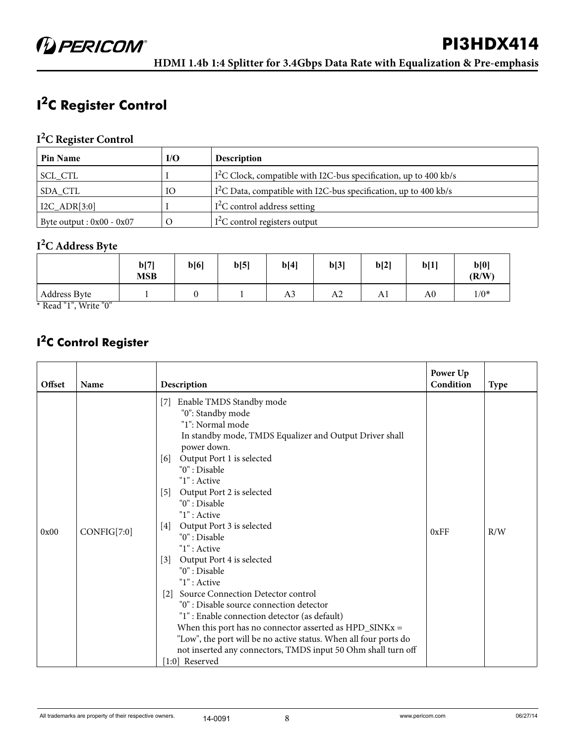# $I^2C$ Register Control

## $I^2C$ Register Control

| Pin Name | I/O | Description |
|---|---|---|
| SCL_CTL | I | $I^2C$ Clock, compatible with I2C-bus specification, up to 400 kb/s |
| SDA_CTL | IO | $I^2C$ Data, compatible with I2C-bus specification, up to 400 kb/s |
| I2C_ADR[3:0] | I | $I^2C$ control address setting |
| Byte output : 0x00 - 0x07 | O | $I^2C$ control registers output |

## $I^2C$ Address Byte

| | b[7] MSB | b[6] | b[5] | b[4] | b[3] | b[2] | b[1] | b[0] (R/W) |
|---|---|---|---|---|---|---|---|---|
| Address Byte | 1 | 0 | 1 | A3 | A2 | A1 | A0 | 1/0* |

* Read "1", Write "0"

# $I^2C$ Control Register

| Offset | Name | Description | Power Up Condition | Type |
|---|---|---|---|---|
| 0x00 | CONFIG[7:0] | [7] Enable TMDS Standby mode<br>"0": Standby mode<br>"1": Normal mode<br>In standby mode, TMDS Equalizer and Output Driver shall power down.<br>[6] Output Port 1 is selected<br>"0" : Disable<br>"1" : Active<br>[5] Output Port 2 is selected<br>"0" : Disable<br>"1" : Active<br>[4] Output Port 3 is selected<br>"0" : Disable<br>"1" : Active<br>[3] Output Port 4 is selected<br>"0" : Disable<br>"1" : Active<br>[2] Source Connection Detector control<br>"0" : Disable source connection detector<br>"1" : Enable connection detector (as default)<br>When this port has no connector asserted as HPD_SINKx = "Low", the port will be no active status. When all four ports do not inserted any connectors, TMDS input 50 Ohm shall turn off<br>[1:0] Reserved | 0xFF | R/W |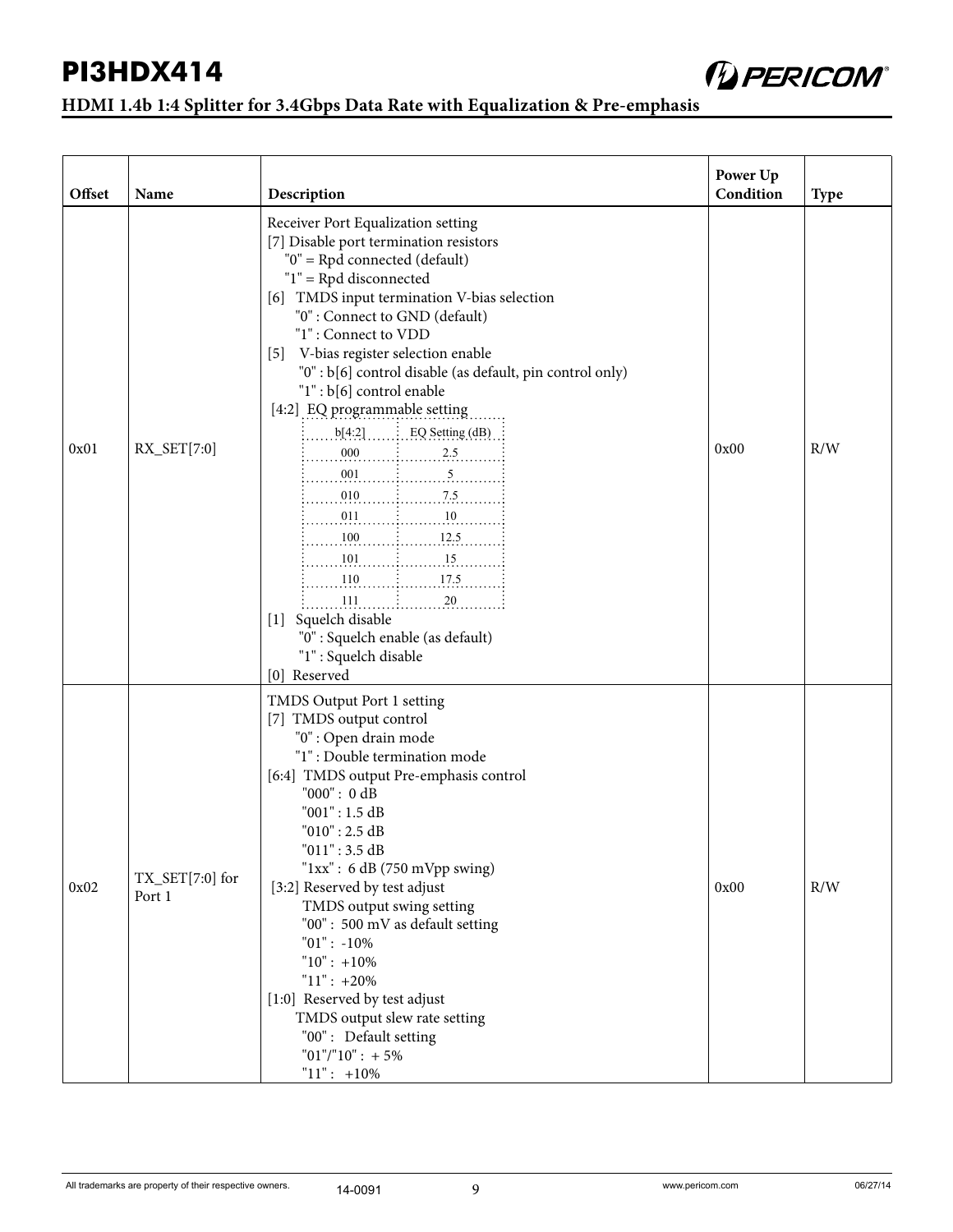| Offset | Name | Description | Power Up Condition | Type |
|---|---|---|---|---|
| 0x01 | RX_SET[7:0] | Receiver Port Equalization setting<br>[7] Disable port termination resistors<br>"0" = Rpd connected (default)<br>"1" = Rpd disconnected<br>[6] TMDS input termination V-bias selection<br>"0" : Connect to GND (default)<br>"1" : Connect to VDD<br>[5] V-bias register selection enable<br>"0" : b[6] control disable (as default, pin control only)<br>"1" : b[6] control enable<br>[4:2] EQ programmable setting<br>b[4:2] / EQ Setting (dB)<br>000 / 2.5<br>001 / 5<br>010 / 7.5<br>011 / 10<br>100 / 12.5<br>101 / 15<br>110 / 17.5<br>111 / 20<br>[1] Squelch disable<br>"0" : Squelch enable (as default)<br>"1" : Squelch disable<br>[0] Reserved | 0x00 | R/W |
| 0x02 | TX_SET[7:0] for Port 1 | TMDS Output Port 1 setting<br>[7] TMDS output control<br>"0" : Open drain mode<br>"1" : Double termination mode<br>[6:4] TMDS output Pre-emphasis control<br>"000" : 0 dB<br>"001" : 1.5 dB<br>"010" : 2.5 dB<br>"011" : 3.5 dB<br>"1xx" : 6 dB (750 mVpp swing)<br>[3:2] Reserved by test adjust<br>TMDS output swing setting<br>"00" : 500 mV as default setting<br>"01" : -10%<br>"10" : +10%<br>"11" : +20%<br>[1:0] Reserved by test adjust<br>TMDS output slew rate setting<br>"00" : Default setting<br>"01"/"10" : + 5%<br>"11" : +10% | 0x00 | R/W |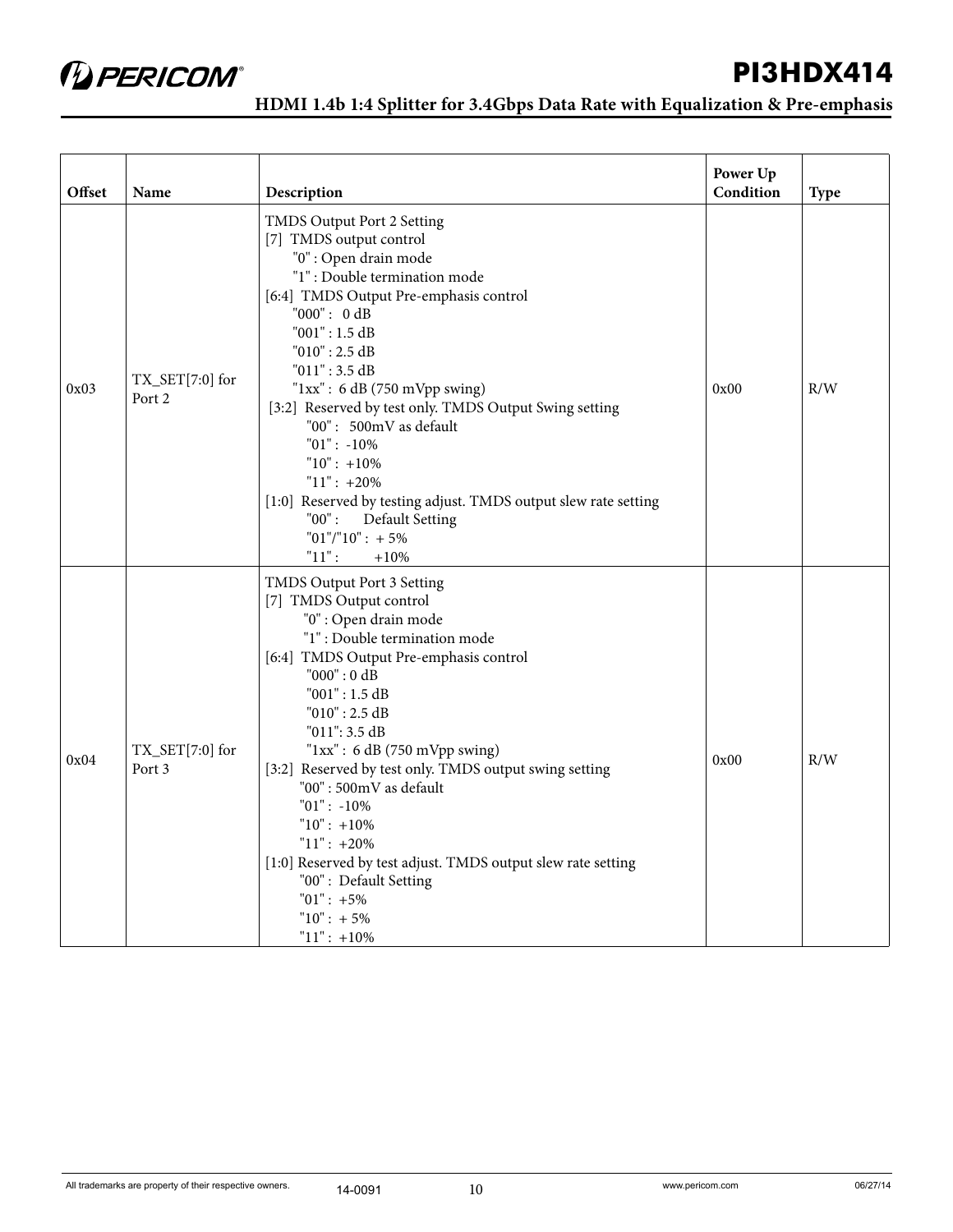| Offset | Name | Description | Power Up Condition | Type |
|---|---|---|---|---|
| 0x03 | TX_SET[7:0] for Port 2 | TMDS Output Port 2 Setting<br>[7] TMDS output control<br>"0" : Open drain mode<br>"1" : Double termination mode<br>[6:4] TMDS Output Pre-emphasis control<br>"000" : 0 dB<br>"001" : 1.5 dB<br>"010" : 2.5 dB<br>"011" : 3.5 dB<br>"1xx" : 6 dB (750 mVpp swing)<br>[3:2] Reserved by test only. TMDS Output Swing setting<br>"00" : 500mV as default<br>"01" : -10%<br>"10" : +10%<br>"11" : +20%<br>[1:0] Reserved by testing adjust. TMDS output slew rate setting<br>"00" : Default Setting<br>"01"/"10" : + 5%<br>"11" : +10% | 0x00 | R/W |
| 0x04 | TX_SET[7:0] for Port 3 | TMDS Output Port 3 Setting<br>[7] TMDS Output control<br>"0" : Open drain mode<br>"1" : Double termination mode<br>[6:4] TMDS Output Pre-emphasis control<br>"000" : 0 dB<br>"001" : 1.5 dB<br>"010" : 2.5 dB<br>"011": 3.5 dB<br>"1xx" : 6 dB (750 mVpp swing)<br>[3:2] Reserved by test only. TMDS output swing setting<br>"00" : 500mV as default<br>"01" : -10%<br>"10" : +10%<br>"11" : +20%<br>[1:0] Reserved by test adjust. TMDS output slew rate setting<br>"00" : Default Setting<br>"01" : +5%<br>"10" : + 5%<br>"11" : +10% | 0x00 | R/W |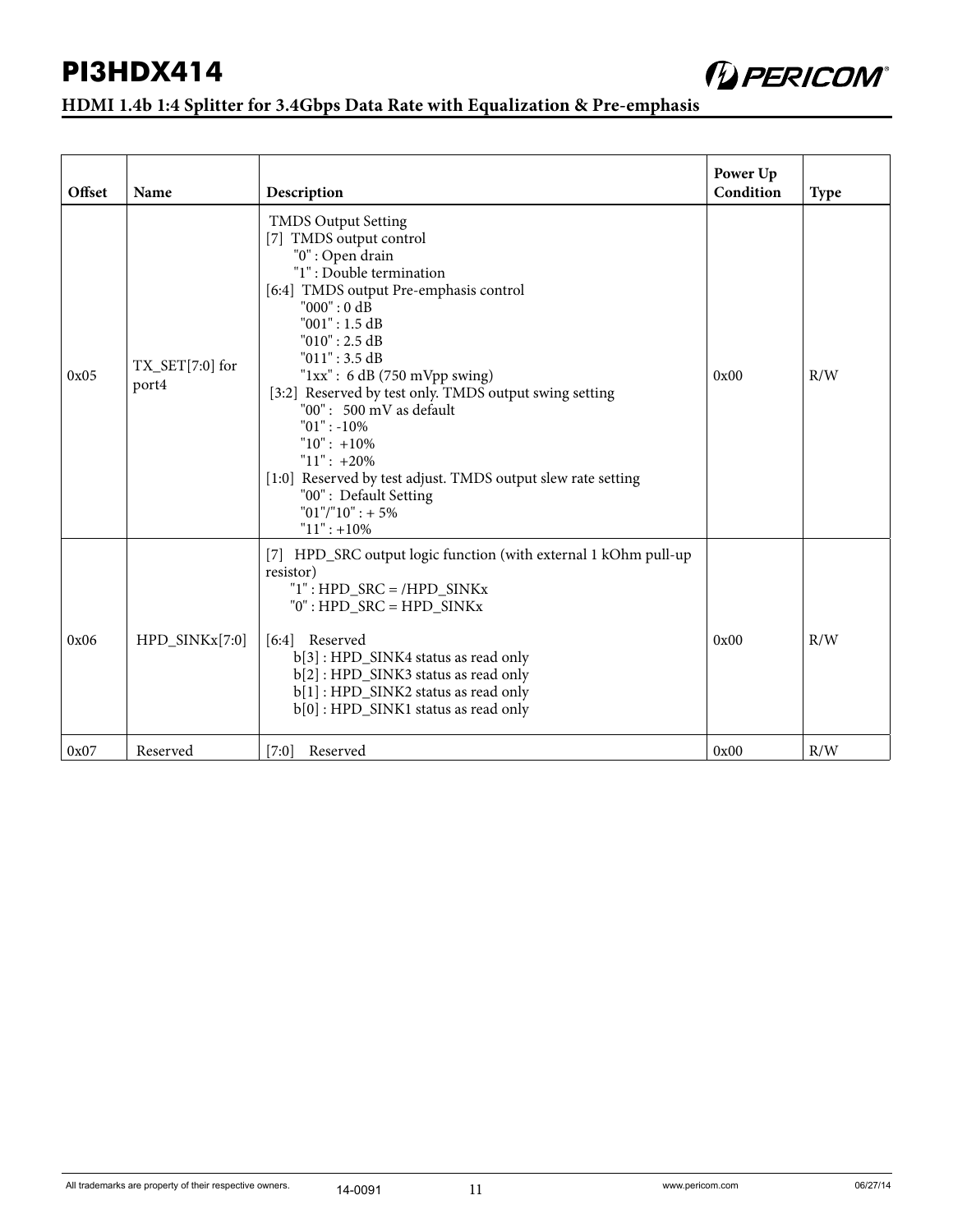| Offset | Name | Description | Power Up Condition | Type |
|---|---|---|---|---|
| 0x05 | TX_SET[7:0] for port4 | TMDS Output Setting<br>[7] TMDS output control<br>"0" : Open drain<br>"1" : Double termination<br>[6:4] TMDS output Pre-emphasis control<br>"000" : 0 dB<br>"001" : 1.5 dB<br>"010" : 2.5 dB<br>"011" : 3.5 dB<br>"1xx" : 6 dB (750 mVpp swing)<br>[3:2] Reserved by test only. TMDS output swing setting<br>"00" : 500 mV as default<br>"01" : -10%<br>"10" : +10%<br>"11" : +20%<br>[1:0] Reserved by test adjust. TMDS output slew rate setting<br>"00" : Default Setting<br>"01"/"10" : + 5%<br>"11" : +10% | 0x00 | R/W |
| 0x06 | HPD_SINKx[7:0] | [7] HPD_SRC output logic function (with external 1 kOhm pull-up resistor)<br>"1" : HPD_SRC = /HPD_SINKx<br>"0" : HPD_SRC = HPD_SINKx<br><br>[6:4] Reserved<br>b[3] : HPD_SINK4 status as read only<br>b[2] : HPD_SINK3 status as read only<br>b[1] : HPD_SINK2 status as read only<br>b[0] : HPD_SINK1 status as read only | 0x00 | R/W |
| 0x07 | Reserved | [7:0] Reserved | 0x00 | R/W |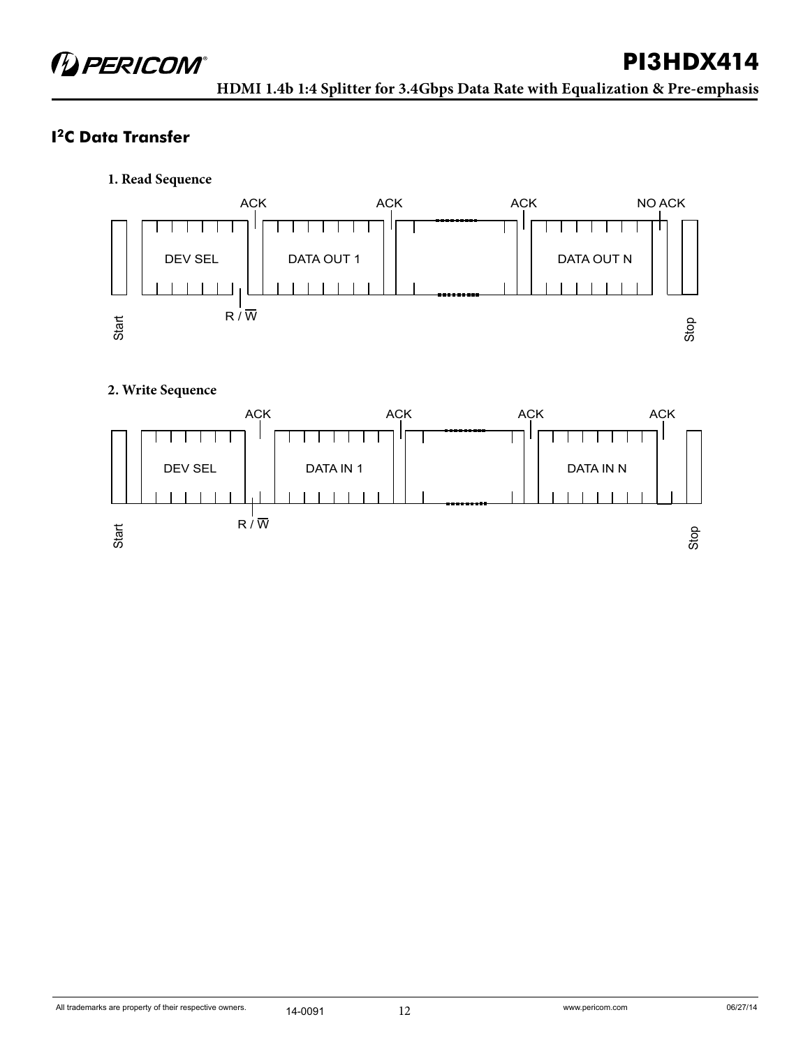## I²C Data Transfer

**1. Read Sequence**

Start | DEV SEL | R / W | ACK | DATA OUT 1 | ACK | ACK | DATA OUT N | NO ACK | Stop

**2. Write Sequence**

Start | DEV SEL | R / W | ACK | DATA IN 1 | ACK | ACK | DATA IN N | ACK | Stop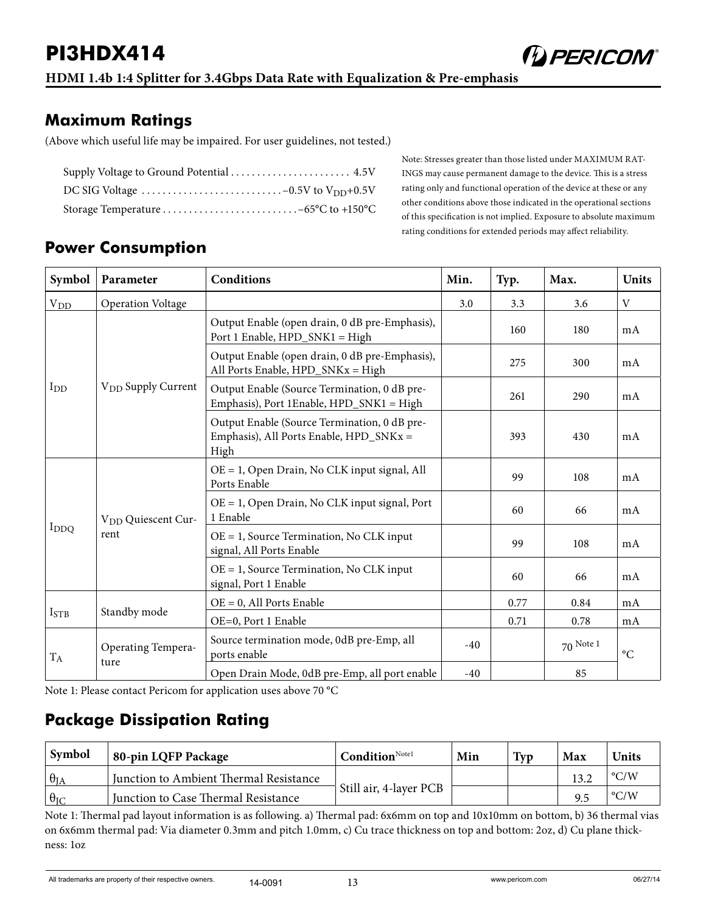## Maximum Ratings

(Above which useful life may be impaired. For user guidelines, not tested.)

Supply Voltage to Ground Potential ....................... 4.5V
DC SIG Voltage ............................–0.5V to $V_{DD}$+0.5V
Storage Temperature ..........................–65°C to +150°C

Note: Stresses greater than those listed under MAXIMUM RATINGS may cause permanent damage to the device. This is a stress rating only and functional operation of the device at these or any other conditions above those indicated in the operational sections of this specification is not implied. Exposure to absolute maximum rating conditions for extended periods may affect reliability.

## Power Consumption

| Symbol | Parameter | Conditions | Min. | Typ. | Max. | Units |
|---|---|---|---|---|---|---|
| $V_{DD}$ | Operation Voltage | | 3.0 | 3.3 | 3.6 | V |
| $I_{DD}$ | $V_{DD}$ Supply Current | Output Enable (open drain, 0 dB pre-Emphasis), Port 1 Enable, HPD_SNK1 = High | | 160 | 180 | mA |
| | | Output Enable (open drain, 0 dB pre-Emphasis), All Ports Enable, HPD_SNKx = High | | 275 | 300 | mA |
| | | Output Enable (Source Termination, 0 dB pre-Emphasis), Port 1Enable, HPD_SNK1 = High | | 261 | 290 | mA |
| | | Output Enable (Source Termination, 0 dB pre-Emphasis), All Ports Enable, HPD_SNKx = High | | 393 | 430 | mA |
| $I_{DDQ}$ | $V_{DD}$ Quiescent Current | OE = 1, Open Drain, No CLK input signal, All Ports Enable | | 99 | 108 | mA |
| | | OE = 1, Open Drain, No CLK input signal, Port 1 Enable | | 60 | 66 | mA |
| | | OE = 1, Source Termination, No CLK input signal, All Ports Enable | | 99 | 108 | mA |
| | | OE = 1, Source Termination, No CLK input signal, Port 1 Enable | | 60 | 66 | mA |
| $I_{STB}$ | Standby mode | OE = 0, All Ports Enable | | 0.77 | 0.84 | mA |
| | | OE=0, Port 1 Enable | | 0.71 | 0.78 | mA |
| $T_A$ | Operating Temperature | Source termination mode, 0dB pre-Emp, all ports enable | -40 | | 70 Note 1 | °C |
| | | Open Drain Mode, 0dB pre-Emp, all port enable | -40 | | 85 | |

Note 1: Please contact Pericom for application uses above 70 °C

## Package Dissipation Rating

| Symbol | 80-pin LQFP Package | Condition Note1 | Min | Typ | Max | Units |
|---|---|---|---|---|---|---|
| $\theta_{JA}$ | Junction to Ambient Thermal Resistance | Still air, 4-layer PCB | | | 13.2 | °C/W |
| $\theta_{JC}$ | Junction to Case Thermal Resistance | | | | 9.5 | °C/W |

Note 1: Thermal pad layout information is as following. a) Thermal pad: 6x6mm on top and 10x10mm on bottom, b) 36 thermal vias on 6x6mm thermal pad: Via diameter 0.3mm and pitch 1.0mm, c) Cu trace thickness on top and bottom: 2oz, d) Cu plane thickness: 1oz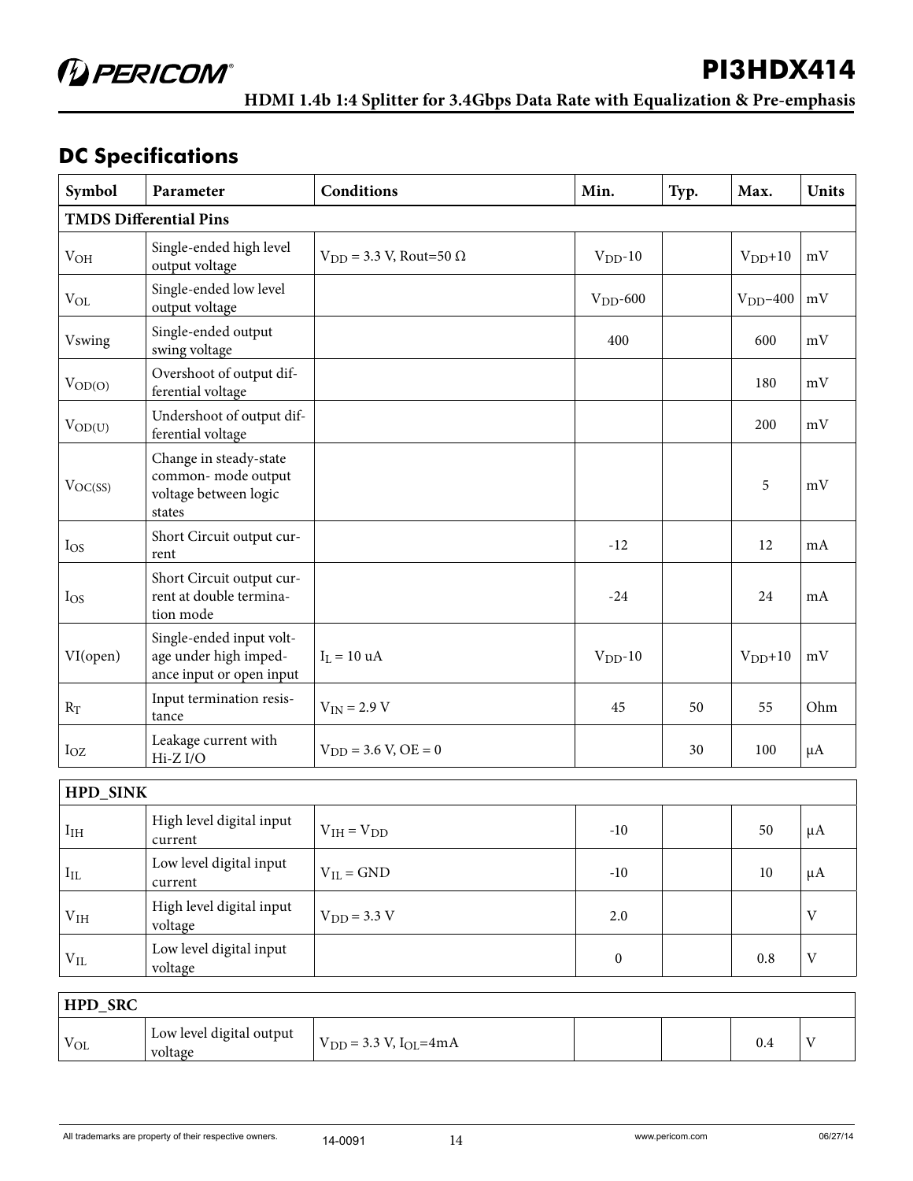## DC Specifications

| Symbol | Parameter | Conditions | Min. | Typ. | Max. | Units |
|---|---|---|---|---|---|---|
| **TMDS Differential Pins** | | | | | | |
| $V_{OH}$ | Single-ended high level output voltage | $V_{DD}$ = 3.3 V, Rout=50 Ω | $V_{DD}$-10 | | $V_{DD}$+10 | mV |
| $V_{OL}$ | Single-ended low level output voltage | | $V_{DD}$-600 | | $V_{DD}$–400 | mV |
| Vswing | Single-ended output swing voltage | | 400 | | 600 | mV |
| $V_{OD(O)}$ | Overshoot of output differential voltage | | | | 180 | mV |
| $V_{OD(U)}$ | Undershoot of output differential voltage | | | | 200 | mV |
| $V_{OC(SS)}$ | Change in steady-state common- mode output voltage between logic states | | | | 5 | mV |
| $I_{OS}$ | Short Circuit output current | | -12 | | 12 | mA |
| $I_{OS}$ | Short Circuit output current at double termination mode | | -24 | | 24 | mA |
| VI(open) | Single-ended input voltage under high impedance input or open input | $I_L$ = 10 uA | $V_{DD}$-10 | | $V_{DD}$+10 | mV |
| $R_T$ | Input termination resistance | $V_{IN}$ = 2.9 V | 45 | 50 | 55 | Ohm |
| $I_{OZ}$ | Leakage current with Hi-Z I/O | $V_{DD}$ = 3.6 V, OE = 0 | | 30 | 100 | µA |
| **HPD_SINK** | | | | | | |
| $I_{IH}$ | High level digital input current | $V_{IH}$ = $V_{DD}$ | -10 | | 50 | µA |
| $I_{IL}$ | Low level digital input current | $V_{IL}$ = GND | -10 | | 10 | µA |
| $V_{IH}$ | High level digital input voltage | $V_{DD}$ = 3.3 V | 2.0 | | | V |
| $V_{IL}$ | Low level digital input voltage | | 0 | | 0.8 | V |
| **HPD_SRC** | | | | | | |
| $V_{OL}$ | Low level digital output voltage | $V_{DD}$ = 3.3 V, $I_{OL}$=4mA | | | 0.4 | V |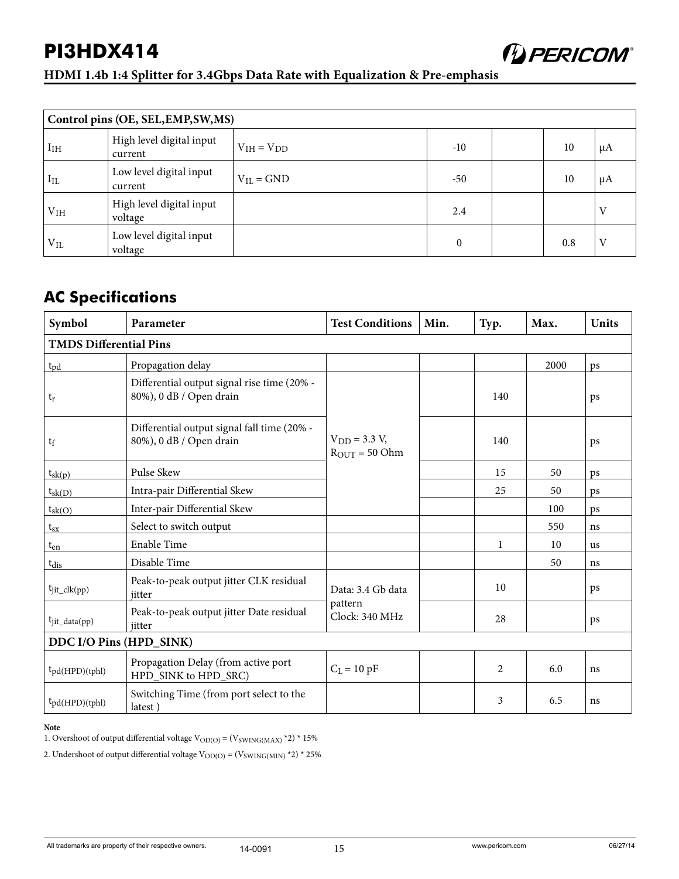| Control pins (OE, SEL,EMP,SW,MS) | | | | | | |
|---|---|---|---|---|---|---|
| $I_{IH}$ | High level digital input current | $V_{IH} = V_{DD}$ | -10 | | 10 | µA |
| $I_{IL}$ | Low level digital input current | $V_{IL}$ = GND | -50 | | 10 | µA |
| $V_{IH}$ | High level digital input voltage | | 2.4 | | | V |
| $V_{IL}$ | Low level digital input voltage | | 0 | | 0.8 | V |

## AC Specifications

| Symbol | Parameter | Test Conditions | Min. | Typ. | Max. | Units |
|---|---|---|---|---|---|---|
| **TMDS Differential Pins** | | | | | | |
| $t_{pd}$ | Propagation delay | | | | 2000 | ps |
| $t_r$ | Differential output signal rise time (20% - 80%), 0 dB / Open drain | $V_{DD}$ = 3.3 V, $R_{OUT}$ = 50 Ohm | | 140 | | ps |
| $t_f$ | Differential output signal fall time (20% - 80%), 0 dB / Open drain | | | 140 | | ps |
| $t_{sk(p)}$ | Pulse Skew | | | 15 | 50 | ps |
| $t_{sk(D)}$ | Intra-pair Differential Skew | | | 25 | 50 | ps |
| $t_{sk(O)}$ | Inter-pair Differential Skew | | | | 100 | ps |
| $t_{sx}$ | Select to switch output | | | | 550 | ns |
| $t_{en}$ | Enable Time | | | 1 | 10 | us |
| $t_{dis}$ | Disable Time | | | | 50 | ns |
| $t_{jit\_clk(pp)}$ | Peak-to-peak output jitter CLK residual jitter | Data: 3.4 Gb data pattern Clock: 340 MHz | | 10 | | ps |
| $t_{jit\_data(pp)}$ | Peak-to-peak output jitter Date residual jitter | | | 28 | | ps |
| **DDC I/O Pins (HPD_SINK)** | | | | | | |
| $t_{pd(HPD)(tphl)}$ | Propagation Delay (from active port HPD_SINK to HPD_SRC) | $C_L$ = 10 pF | | 2 | 6.0 | ns |
| $t_{pd(HPD)(tphl)}$ | Switching Time (from port select to the latest ) | | | 3 | 6.5 | ns |

**Note**

1. Overshoot of output differential voltage $V_{OD(O)} = (V_{SWING(MAX)} *2) * 15\%$

2. Undershoot of output differential voltage $V_{OD(O)} = (V_{SWING(MIN)} *2) * 25\%$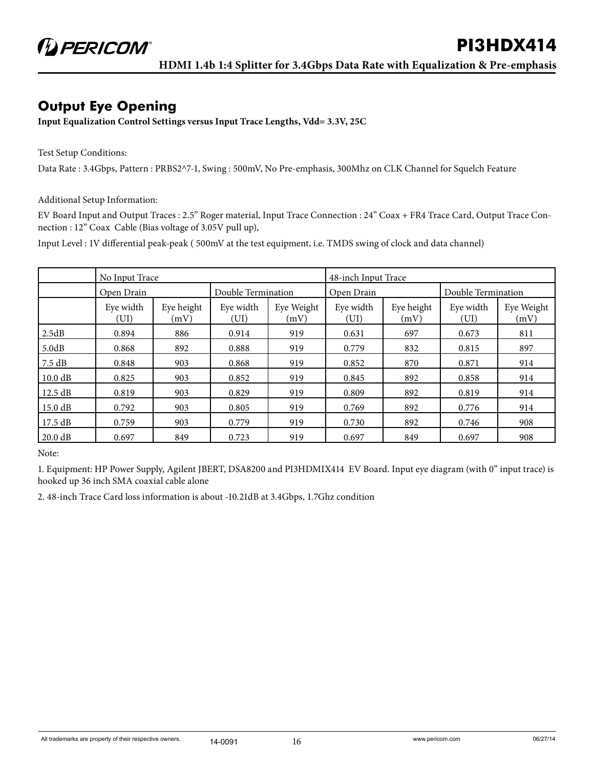## Output Eye Opening

**Input Equalization Control Settings versus Input Trace Lengths, Vdd= 3.3V, 25C**

Test Setup Conditions:

Data Rate : 3.4Gbps, Pattern : PRBS2^7-1, Swing : 500mV, No Pre-emphasis, 300Mhz on CLK Channel for Squelch Feature

Additional Setup Information:

EV Board Input and Output Traces : 2.5" Roger material, Input Trace Connection : 24" Coax + FR4 Trace Card, Output Trace Connection : 12" Coax Cable (Bias voltage of 3.05V pull up),

Input Level : 1V differential peak-peak ( 500mV at the test equipment, i.e. TMDS swing of clock and data channel)

| | No Input Trace | | | | 48-inch Input Trace | | | |
|---|---|---|---|---|---|---|---|---|
| | Open Drain | | Double Termination | | Open Drain | | Double Termination | |
| | Eye width (UI) | Eye height (mV) | Eye width (UI) | Eye Weight (mV) | Eye width (UI) | Eye height (mV) | Eye width (UI) | Eye Weight (mV) |
| 2.5dB | 0.894 | 886 | 0.914 | 919 | 0.631 | 697 | 0.673 | 811 |
| 5.0dB | 0.868 | 892 | 0.888 | 919 | 0.779 | 832 | 0.815 | 897 |
| 7.5 dB | 0.848 | 903 | 0.868 | 919 | 0.852 | 870 | 0.871 | 914 |
| 10.0 dB | 0.825 | 903 | 0.852 | 919 | 0.845 | 892 | 0.858 | 914 |
| 12.5 dB | 0.819 | 903 | 0.829 | 919 | 0.809 | 892 | 0.819 | 914 |
| 15.0 dB | 0.792 | 903 | 0.805 | 919 | 0.769 | 892 | 0.776 | 914 |
| 17.5 dB | 0.759 | 903 | 0.779 | 919 | 0.730 | 892 | 0.746 | 908 |
| 20.0 dB | 0.697 | 849 | 0.723 | 919 | 0.697 | 849 | 0.697 | 908 |

Note:

1. Equipment: HP Power Supply, Agilent JBERT, DSA8200 and PI3HDMIX414 EV Board. Input eye diagram (with 0" input trace) is hooked up 36 inch SMA coaxial cable alone

2. 48-inch Trace Card loss information is about -10.21dB at 3.4Gbps, 1.7Ghz condition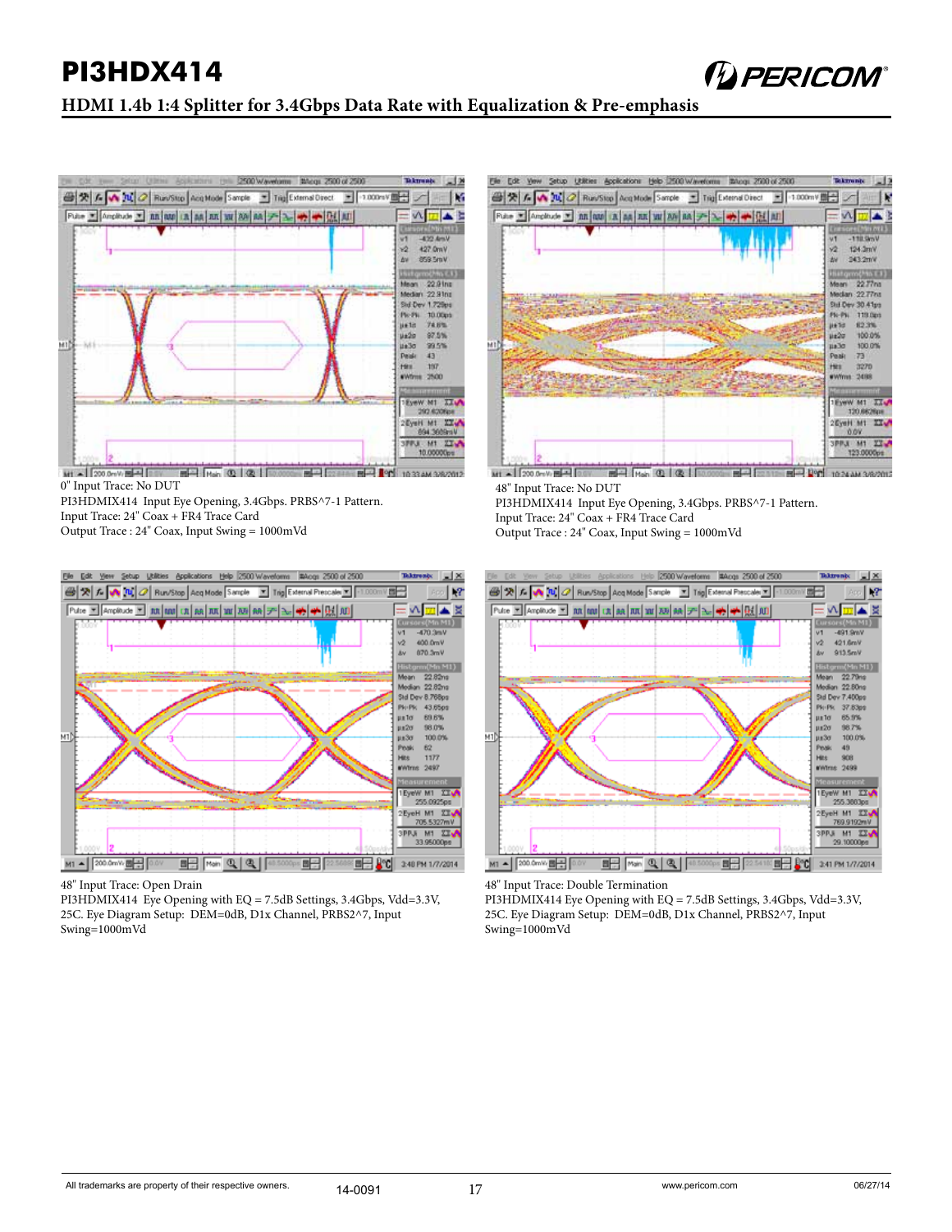0" Input Trace: No DUT
PI3HDMIX414 Input Eye Opening, 3.4Gbps. PRBS^7-1 Pattern.
Input Trace: 24" Coax + FR4 Trace Card
Output Trace : 24" Coax, Input Swing = 1000mVd

48" Input Trace: No DUT
PI3HDMIX414 Input Eye Opening, 3.4Gbps. PRBS^7-1 Pattern.
Input Trace: 24" Coax + FR4 Trace Card
Output Trace : 24" Coax, Input Swing = 1000mVd

48" Input Trace: Open Drain
PI3HDMIX414 Eye Opening with EQ = 7.5dB Settings, 3.4Gbps, Vdd=3.3V, 25C. Eye Diagram Setup: DEM=0dB, D1x Channel, PRBS2^7, Input Swing=1000mVd

48" Input Trace: Double Termination
PI3HDMIX414 Eye Opening with EQ = 7.5dB Settings, 3.4Gbps, Vdd=3.3V, 25C. Eye Diagram Setup: DEM=0dB, D1x Channel, PRBS2^7, Input Swing=1000mVd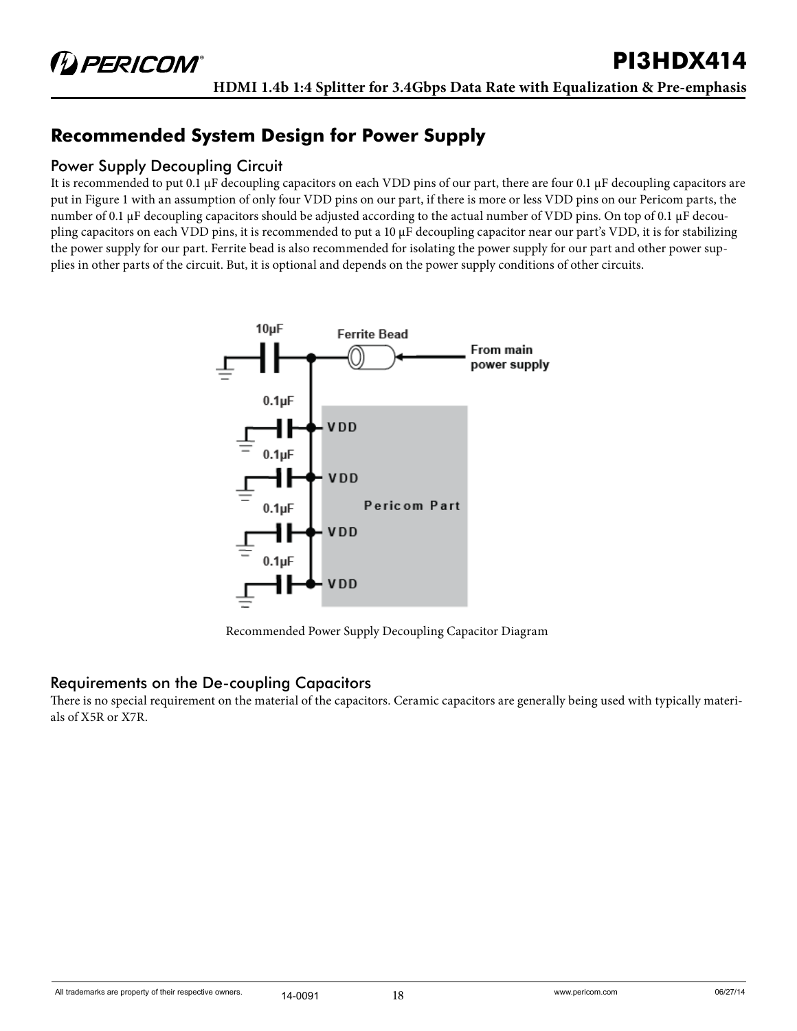## Recommended System Design for Power Supply

### Power Supply Decoupling Circuit

It is recommended to put 0.1 µF decoupling capacitors on each VDD pins of our part, there are four 0.1 µF decoupling capacitors are put in Figure 1 with an assumption of only four VDD pins on our part, if there is more or less VDD pins on our Pericom parts, the number of 0.1 µF decoupling capacitors should be adjusted according to the actual number of VDD pins. On top of 0.1 µF decoupling capacitors on each VDD pins, it is recommended to put a 10 µF decoupling capacitor near our part's VDD, it is for stabilizing the power supply for our part. Ferrite bead is also recommended for isolating the power supply for our part and other power supplies in other parts of the circuit. But, it is optional and depends on the power supply conditions of other circuits.

Recommended Power Supply Decoupling Capacitor Diagram

### Requirements on the De-coupling Capacitors

There is no special requirement on the material of the capacitors. Ceramic capacitors are generally being used with typically materials of X5R or X7R.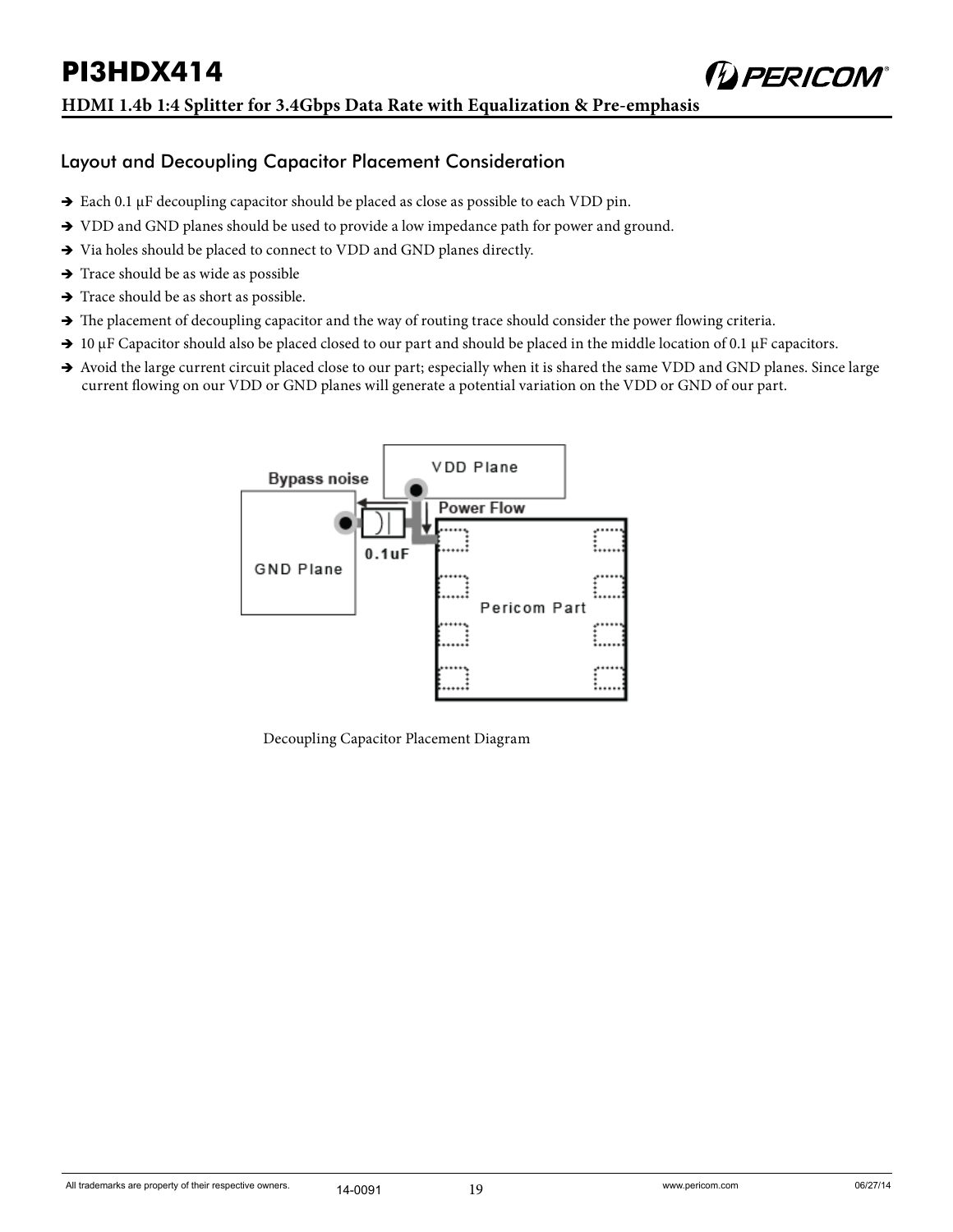## Layout and Decoupling Capacitor Placement Consideration

- ➔ Each 0.1 µF decoupling capacitor should be placed as close as possible to each VDD pin.
- ➔ VDD and GND planes should be used to provide a low impedance path for power and ground.
- ➔ Via holes should be placed to connect to VDD and GND planes directly.
- ➔ Trace should be as wide as possible
- ➔ Trace should be as short as possible.
- ➔ The placement of decoupling capacitor and the way of routing trace should consider the power flowing criteria.
- ➔ 10 µF Capacitor should also be placed closed to our part and should be placed in the middle location of 0.1 µF capacitors.
- ➔ Avoid the large current circuit placed close to our part; especially when it is shared the same VDD and GND planes. Since large current flowing on our VDD or GND planes will generate a potential variation on the VDD or GND of our part.

VDD Plane

Bypass noise

Power Flow

0.1uF

GND Plane

Pericom Part

Decoupling Capacitor Placement Diagram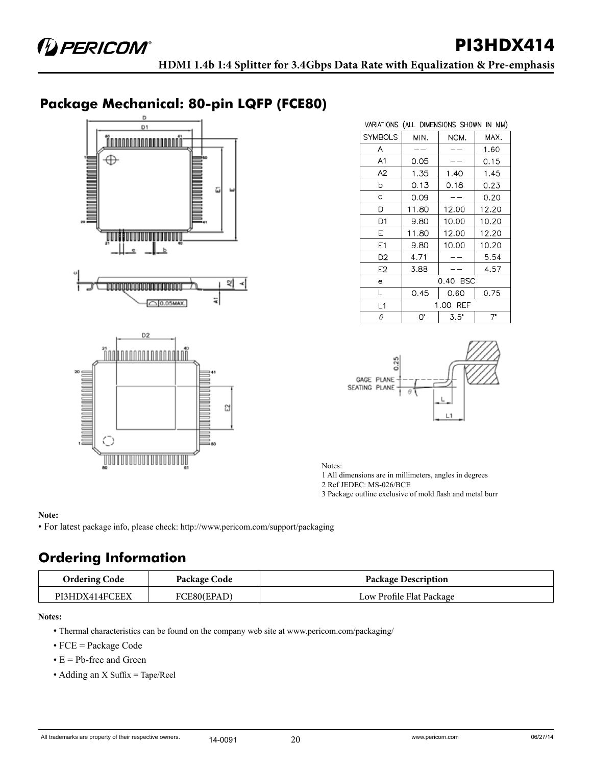## Package Mechanical: 80-pin LQFP (FCE80)

VARIATIONS (ALL DIMENSIONS SHOWN IN MM)

| SYMBOLS | MIN. | NOM. | MAX. |
|---|---|---|---|
| A | -- | -- | 1.60 |
| A1 | 0.05 | -- | 0.15 |
| A2 | 1.35 | 1.40 | 1.45 |
| b | 0.13 | 0.18 | 0.23 |
| c | 0.09 | -- | 0.20 |
| D | 11.80 | 12.00 | 12.20 |
| D1 | 9.80 | 10.00 | 10.20 |
| E | 11.80 | 12.00 | 12.20 |
| E1 | 9.80 | 10.00 | 10.20 |
| D2 | 4.71 | -- | 5.54 |
| E2 | 3.88 | -- | 4.57 |
| e | 0.40 BSC | | |
| L | 0.45 | 0.60 | 0.75 |
| L1 | 1.00 REF | | |
| θ | 0° | 3.5° | 7° |

Notes:
1 All dimensions are in millimeters, angles in degrees
2 Ref JEDEC: MS-026/BCE
3 Package outline exclusive of mold flash and metal burr

**Note:**
- For latest package info, please check: http://www.pericom.com/support/packaging

## Ordering Information

| Ordering Code | Package Code | Package Description |
|---|---|---|
| PI3HDX414FCEEX | FCE80(EPAD) | Low Profile Flat Package |

**Notes:**
- Thermal characteristics can be found on the company web site at www.pericom.com/packaging/
- FCE = Package Code
- E = Pb-free and Green
- Adding an X Suffix = Tape/Reel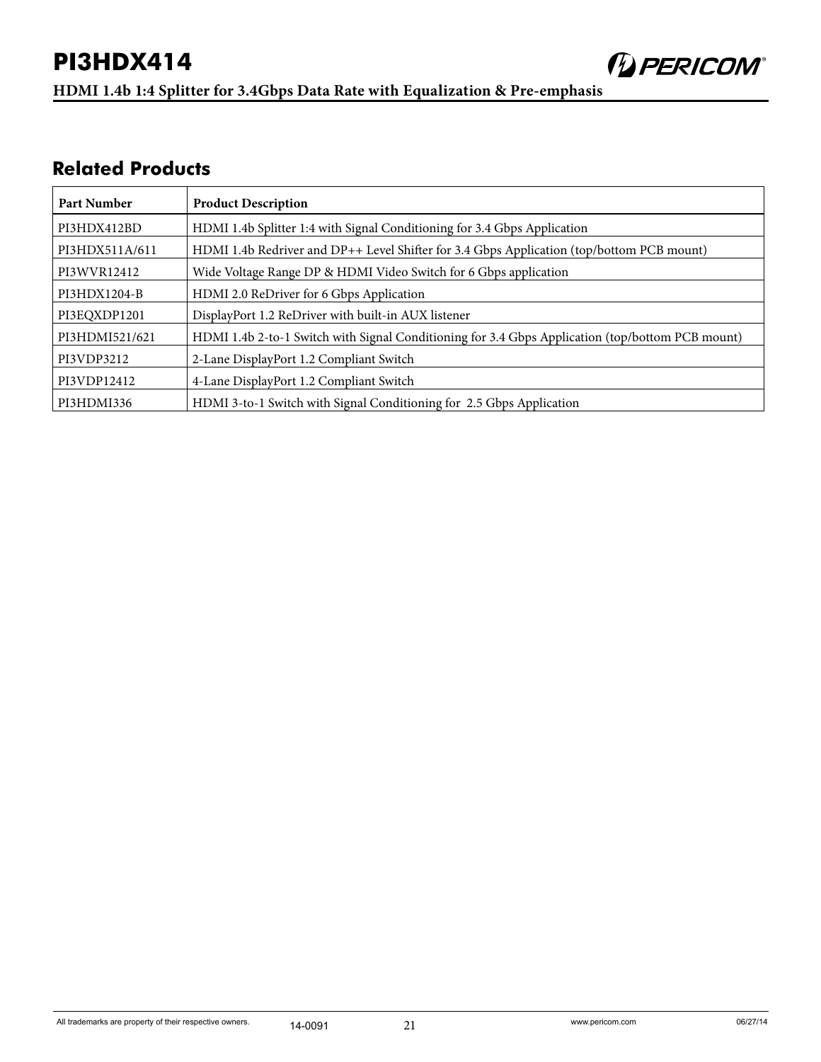## Related Products

| Part Number | Product Description |
|---|---|
| PI3HDX412BD | HDMI 1.4b Splitter 1:4 with Signal Conditioning for 3.4 Gbps Application |
| PI3HDX511A/611 | HDMI 1.4b Redriver and DP++ Level Shifter for 3.4 Gbps Application (top/bottom PCB mount) |
| PI3WVR12412 | Wide Voltage Range DP & HDMI Video Switch for 6 Gbps application |
| PI3HDX1204-B | HDMI 2.0 ReDriver for 6 Gbps Application |
| PI3EQXDP1201 | DisplayPort 1.2 ReDriver with built-in AUX listener |
| PI3HDMI521/621 | HDMI 1.4b 2-to-1 Switch with Signal Conditioning for 3.4 Gbps Application (top/bottom PCB mount) |
| PI3VDP3212 | 2-Lane DisplayPort 1.2 Compliant Switch |
| PI3VDP12412 | 4-Lane DisplayPort 1.2 Compliant Switch |
| PI3HDMI336 | HDMI 3-to-1 Switch with Signal Conditioning for 2.5 Gbps Application |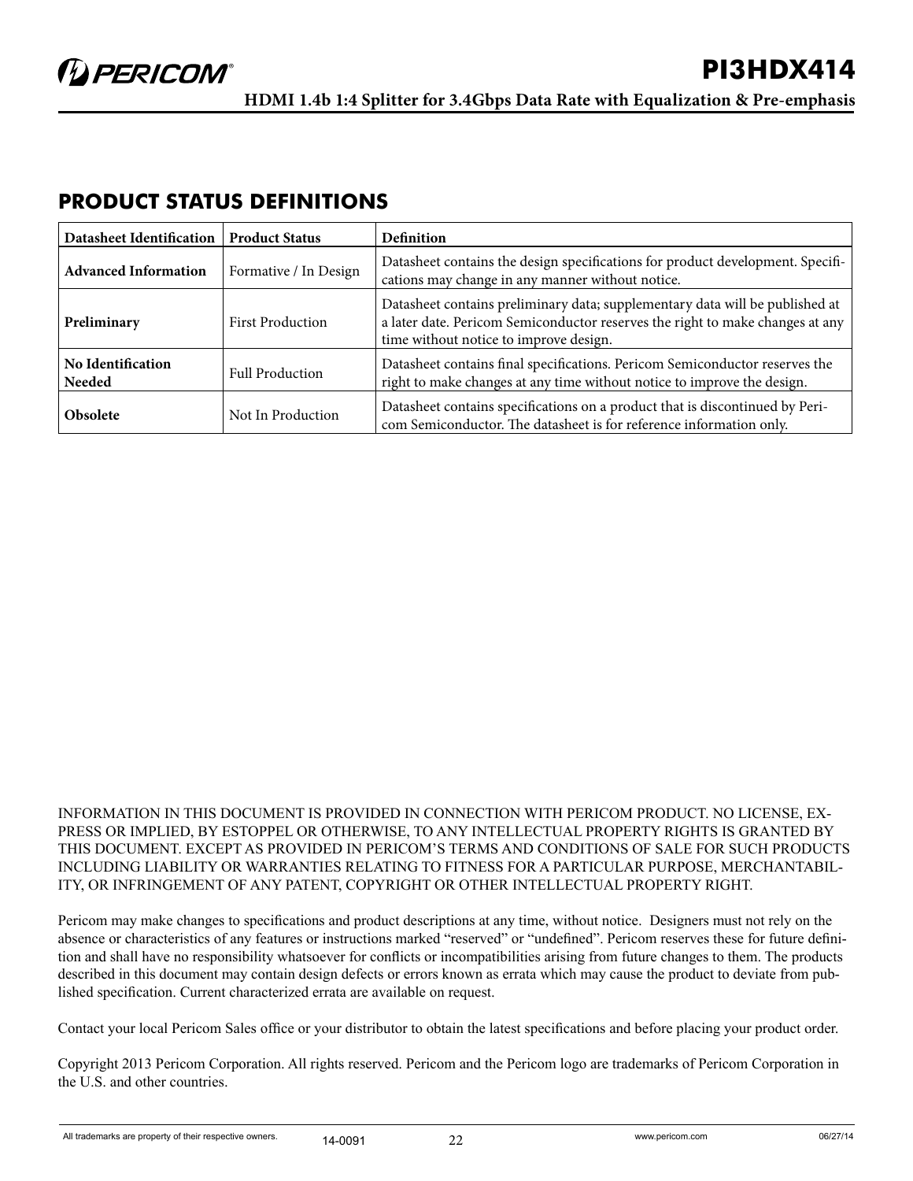## PRODUCT STATUS DEFINITIONS

| Datasheet Identification | Product Status | Definition |
|---|---|---|
| **Advanced Information** | Formative / In Design | Datasheet contains the design specifications for product development. Specifications may change in any manner without notice. |
| **Preliminary** | First Production | Datasheet contains preliminary data; supplementary data will be published at a later date. Pericom Semiconductor reserves the right to make changes at any time without notice to improve design. |
| **No Identification Needed** | Full Production | Datasheet contains final specifications. Pericom Semiconductor reserves the right to make changes at any time without notice to improve the design. |
| **Obsolete** | Not In Production | Datasheet contains specifications on a product that is discontinued by Pericom Semiconductor. The datasheet is for reference information only. |

INFORMATION IN THIS DOCUMENT IS PROVIDED IN CONNECTION WITH PERICOM PRODUCT. NO LICENSE, EXPRESS OR IMPLIED, BY ESTOPPEL OR OTHERWISE, TO ANY INTELLECTUAL PROPERTY RIGHTS IS GRANTED BY THIS DOCUMENT. EXCEPT AS PROVIDED IN PERICOM'S TERMS AND CONDITIONS OF SALE FOR SUCH PRODUCTS INCLUDING LIABILITY OR WARRANTIES RELATING TO FITNESS FOR A PARTICULAR PURPOSE, MERCHANTABILITY, OR INFRINGEMENT OF ANY PATENT, COPYRIGHT OR OTHER INTELLECTUAL PROPERTY RIGHT.

Pericom may make changes to specifications and product descriptions at any time, without notice. Designers must not rely on the absence or characteristics of any features or instructions marked "reserved" or "undefined". Pericom reserves these for future definition and shall have no responsibility whatsoever for conflicts or incompatibilities arising from future changes to them. The products described in this document may contain design defects or errors known as errata which may cause the product to deviate from published specification. Current characterized errata are available on request.

Contact your local Pericom Sales office or your distributor to obtain the latest specifications and before placing your product order.

Copyright 2013 Pericom Corporation. All rights reserved. Pericom and the Pericom logo are trademarks of Pericom Corporation in the U.S. and other countries.